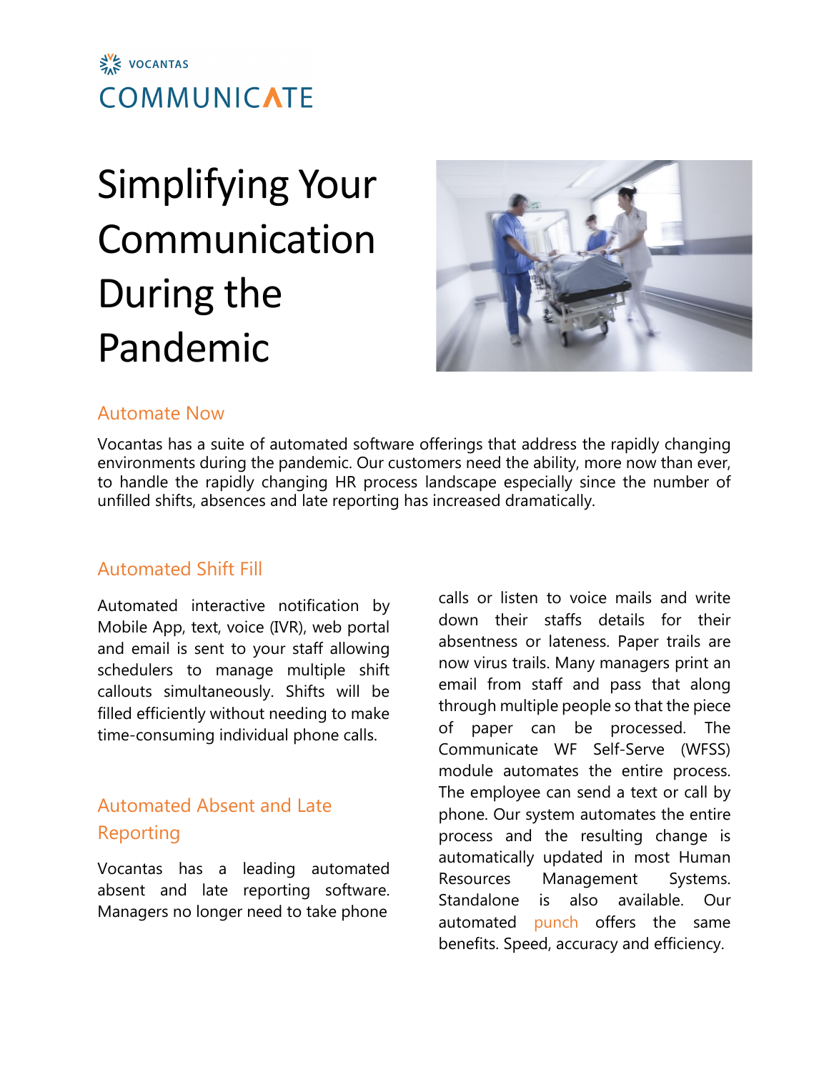VOCANTAS

COMMUNICATE

# Simplifying Your Communication During the Pandemic

## Automate Now

Vocantas has a suite of automated software offerings that address the rapidly changing environments during the pandemic. Our customers need the ability, more now than ever, to handle the rapidly changing HR process landscape especially since the number of unfilled shifts, absences and late reporting has increased dramatically.

## Automated Shift Fill

Automated interactive notification by Mobile App, text, voice (IVR), web portal and email is sent to your staff allowing schedulers to manage multiple shift callouts simultaneously. Shifts will be filled efficiently without needing to make time-consuming individual phone calls.

## Automated Absent and Late Reporting

Vocantas has a leading automated absent and late reporting software. Managers no longer need to take phone calls or listen to voice mails and write down their staffs details for their absentness or lateness. Paper trails are now virus trails. Many managers print an email from staff and pass that along through multiple people so that the piece of paper can be processed. The Communicate WF Self-Serve (WFSS) module automates the entire process. The employee can send a text or call by phone. Our system automates the entire process and the resulting change is automatically updated in most Human Resources Management Systems. Standalone is also available. Our automated punch offers the same benefits. Speed, accuracy and efficiency.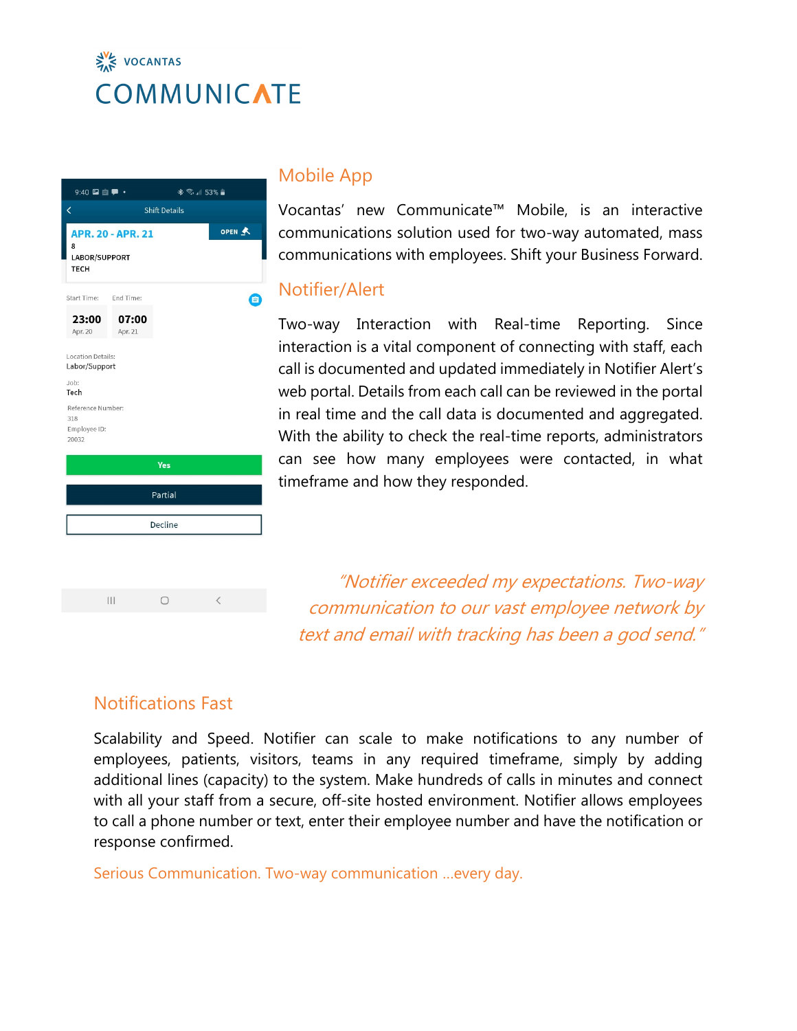VOCANTAS

# COMMUNICATE

## Mobile App

Vocantas' new Communicate™ Mobile, is an interactive communications solution used for two-way automated, mass communications with employees. Shift your Business Forward.

## Notifier/Alert

Two-way Interaction with Real-time Reporting. Since interaction is a vital component of connecting with staff, each call is documented and updated immediately in Notifier Alert's web portal. Details from each call can be reviewed in the portal in real time and the call data is documented and aggregated. With the ability to check the real-time reports, administrators can see how many employees were contacted, in what timeframe and how they responded.

*"Notifier exceeded my expectations. Two-way communication to our vast employee network by text and email with tracking has been a god send."*

## Notifications Fast

Scalability and Speed. Notifier can scale to make notifications to any number of employees, patients, visitors, teams in any required timeframe, simply by adding additional lines (capacity) to the system. Make hundreds of calls in minutes and connect with all your staff from a secure, off-site hosted environment. Notifier allows employees to call a phone number or text, enter their employee number and have the notification or response confirmed.

Serious Communication. Two-way communication ...every day.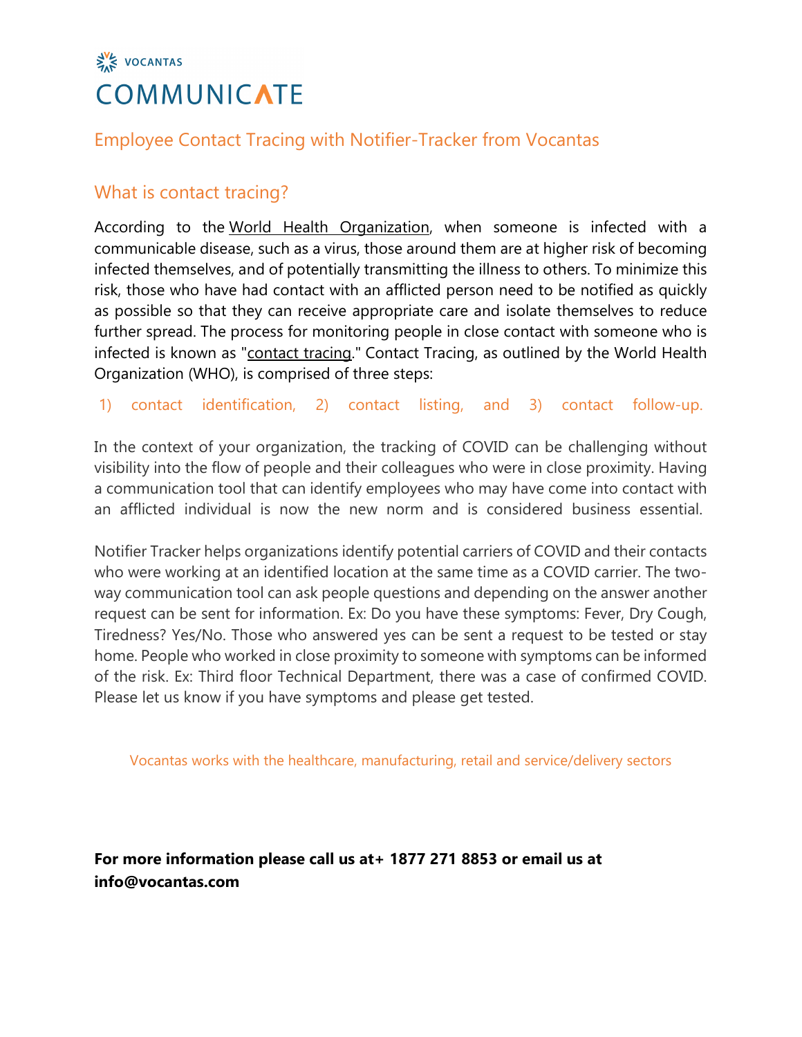VOCANTAS

# COMMUNICATE

## Employee Contact Tracing with Notifier-Tracker from Vocantas

## What is contact tracing?

According to the World Health Organization, when someone is infected with a communicable disease, such as a virus, those around them are at higher risk of becoming infected themselves, and of potentially transmitting the illness to others. To minimize this risk, those who have had contact with an afflicted person need to be notified as quickly as possible so that they can receive appropriate care and isolate themselves to reduce further spread. The process for monitoring people in close contact with someone who is infected is known as "contact tracing." Contact Tracing, as outlined by the World Health Organization (WHO), is comprised of three steps:

1) contact identification, 2) contact listing, and 3) contact follow-up.

In the context of your organization, the tracking of COVID can be challenging without visibility into the flow of people and their colleagues who were in close proximity. Having a communication tool that can identify employees who may have come into contact with an afflicted individual is now the new norm and is considered business essential.

Notifier Tracker helps organizations identify potential carriers of COVID and their contacts who were working at an identified location at the same time as a COVID carrier. The two-way communication tool can ask people questions and depending on the answer another request can be sent for information. Ex: Do you have these symptoms: Fever, Dry Cough, Tiredness? Yes/No. Those who answered yes can be sent a request to be tested or stay home. People who worked in close proximity to someone with symptoms can be informed of the risk. Ex: Third floor Technical Department, there was a case of confirmed COVID. Please let us know if you have symptoms and please get tested.

Vocantas works with the healthcare, manufacturing, retail and service/delivery sectors

**For more information please call us at+ 1877 271 8853 or email us at info@vocantas.com**